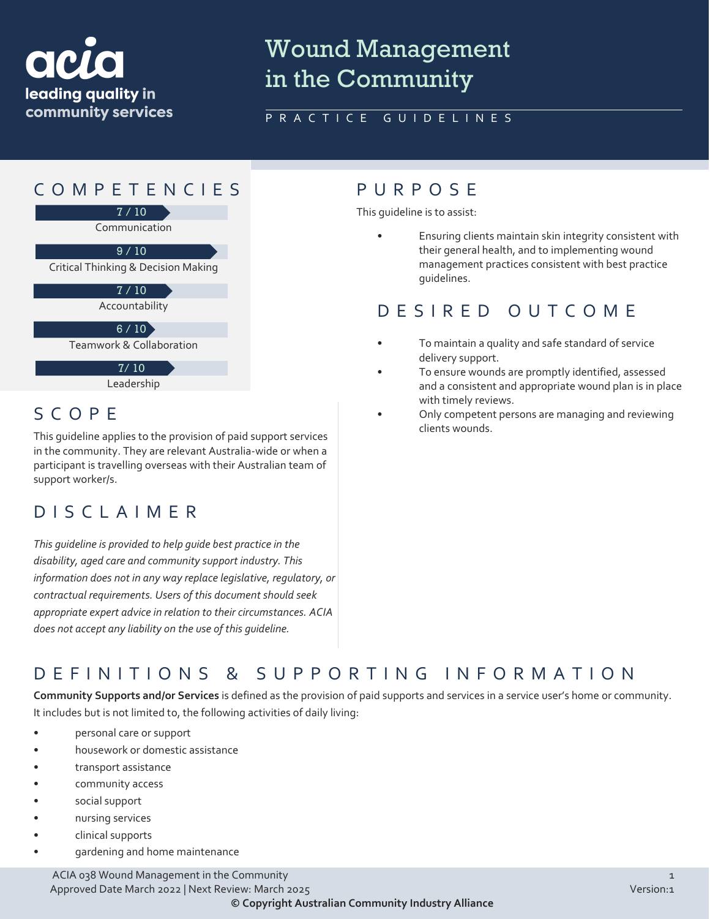acia
leading quality in community services

# Wound Management in the Community

PRACTICE GUIDELINES

## COMPETENCIES

7 / 10
Communication

9 / 10
Critical Thinking & Decision Making

7 / 10
Accountability

6 / 10
Teamwork & Collaboration

7/ 10
Leadership

## SCOPE

This guideline applies to the provision of paid support services in the community. They are relevant Australia-wide or when a participant is travelling overseas with their Australian team of support worker/s.

## DISCLAIMER

*This guideline is provided to help guide best practice in the disability, aged care and community support industry. This information does not in any way replace legislative, regulatory, or contractual requirements. Users of this document should seek appropriate expert advice in relation to their circumstances. ACIA does not accept any liability on the use of this guideline.*

## PURPOSE

This guideline is to assist:

- Ensuring clients maintain skin integrity consistent with their general health, and to implementing wound management practices consistent with best practice guidelines.

## DESIRED OUTCOME

- To maintain a quality and safe standard of service delivery support.
- To ensure wounds are promptly identified, assessed and a consistent and appropriate wound plan is in place with timely reviews.
- Only competent persons are managing and reviewing clients wounds.

## DEFINITIONS & SUPPORTING INFORMATION

**Community Supports and/or Services** is defined as the provision of paid supports and services in a service user's home or community. It includes but is not limited to, the following activities of daily living:

- personal care or support
- housework or domestic assistance
- transport assistance
- community access
- social support
- nursing services
- clinical supports
- gardening and home maintenance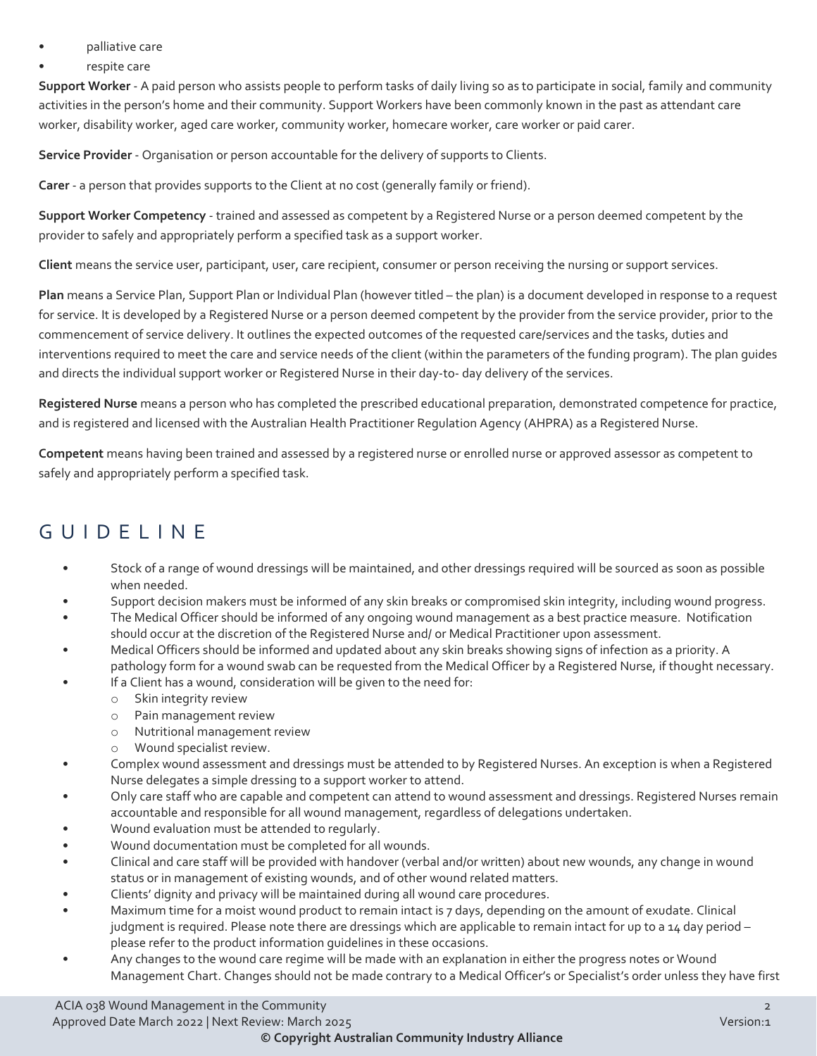- palliative care
- respite care

**Support Worker** - A paid person who assists people to perform tasks of daily living so as to participate in social, family and community activities in the person's home and their community. Support Workers have been commonly known in the past as attendant care worker, disability worker, aged care worker, community worker, homecare worker, care worker or paid carer.

**Service Provider** - Organisation or person accountable for the delivery of supports to Clients.

**Carer** - a person that provides supports to the Client at no cost (generally family or friend).

**Support Worker Competency** - trained and assessed as competent by a Registered Nurse or a person deemed competent by the provider to safely and appropriately perform a specified task as a support worker.

**Client** means the service user, participant, user, care recipient, consumer or person receiving the nursing or support services.

**Plan** means a Service Plan, Support Plan or Individual Plan (however titled – the plan) is a document developed in response to a request for service. It is developed by a Registered Nurse or a person deemed competent by the provider from the service provider, prior to the commencement of service delivery. It outlines the expected outcomes of the requested care/services and the tasks, duties and interventions required to meet the care and service needs of the client (within the parameters of the funding program). The plan guides and directs the individual support worker or Registered Nurse in their day-to- day delivery of the services.

**Registered Nurse** means a person who has completed the prescribed educational preparation, demonstrated competence for practice, and is registered and licensed with the Australian Health Practitioner Regulation Agency (AHPRA) as a Registered Nurse.

**Competent** means having been trained and assessed by a registered nurse or enrolled nurse or approved assessor as competent to safely and appropriately perform a specified task.

## GUIDELINE

- Stock of a range of wound dressings will be maintained, and other dressings required will be sourced as soon as possible when needed.
- Support decision makers must be informed of any skin breaks or compromised skin integrity, including wound progress.
- The Medical Officer should be informed of any ongoing wound management as a best practice measure. Notification should occur at the discretion of the Registered Nurse and/ or Medical Practitioner upon assessment.
- Medical Officers should be informed and updated about any skin breaks showing signs of infection as a priority. A pathology form for a wound swab can be requested from the Medical Officer by a Registered Nurse, if thought necessary.
- If a Client has a wound, consideration will be given to the need for:
  - Skin integrity review
  - Pain management review
  - Nutritional management review
  - Wound specialist review.
- Complex wound assessment and dressings must be attended to by Registered Nurses. An exception is when a Registered Nurse delegates a simple dressing to a support worker to attend.
- Only care staff who are capable and competent can attend to wound assessment and dressings. Registered Nurses remain accountable and responsible for all wound management, regardless of delegations undertaken.
- Wound evaluation must be attended to regularly.
- Wound documentation must be completed for all wounds.
- Clinical and care staff will be provided with handover (verbal and/or written) about new wounds, any change in wound status or in management of existing wounds, and of other wound related matters.
- Clients' dignity and privacy will be maintained during all wound care procedures.
- Maximum time for a moist wound product to remain intact is 7 days, depending on the amount of exudate. Clinical judgment is required. Please note there are dressings which are applicable to remain intact for up to a 14 day period – please refer to the product information guidelines in these occasions.
- Any changes to the wound care regime will be made with an explanation in either the progress notes or Wound Management Chart. Changes should not be made contrary to a Medical Officer's or Specialist's order unless they have first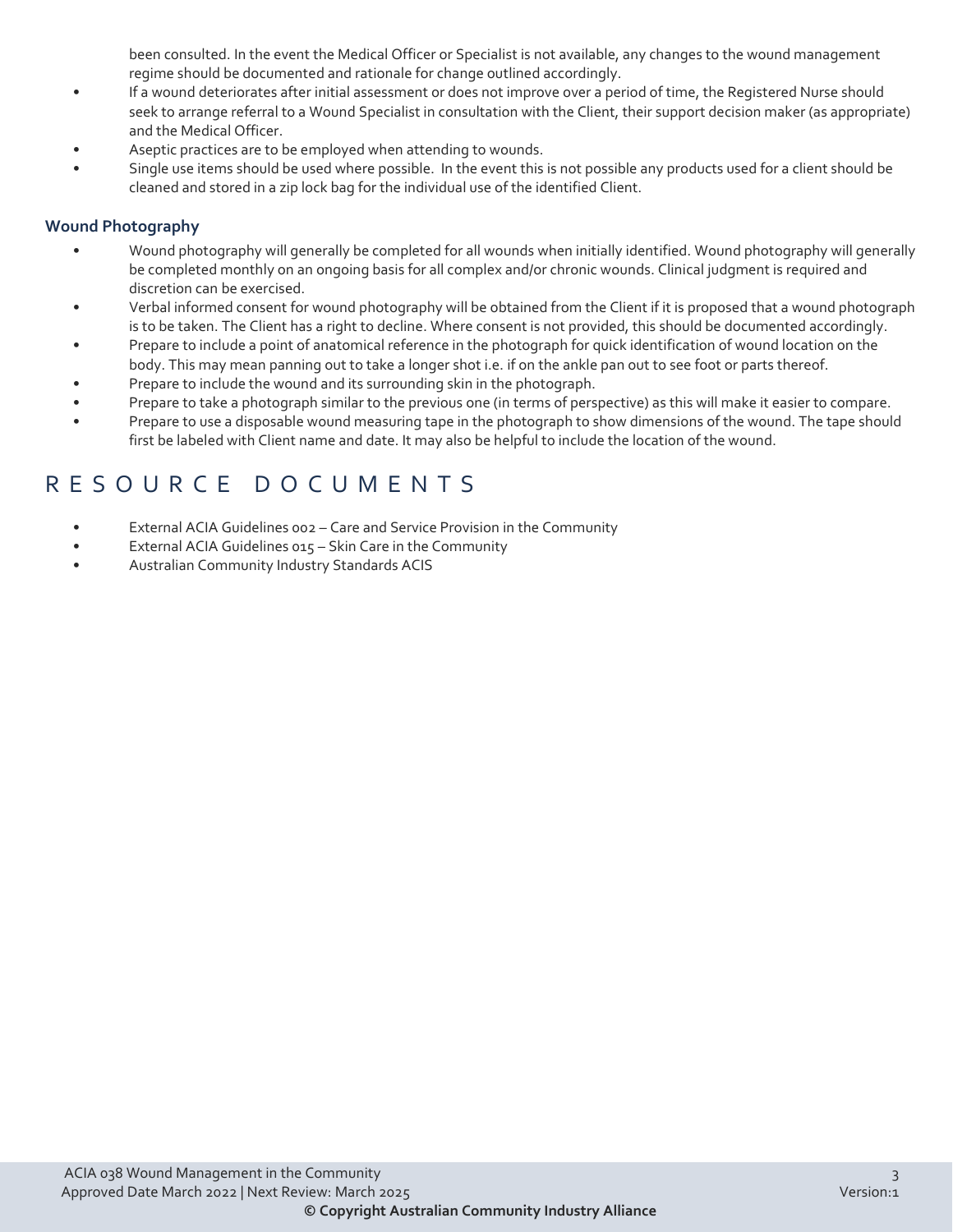been consulted. In the event the Medical Officer or Specialist is not available, any changes to the wound management regime should be documented and rationale for change outlined accordingly.

- If a wound deteriorates after initial assessment or does not improve over a period of time, the Registered Nurse should seek to arrange referral to a Wound Specialist in consultation with the Client, their support decision maker (as appropriate) and the Medical Officer.
- Aseptic practices are to be employed when attending to wounds.
- Single use items should be used where possible. In the event this is not possible any products used for a client should be cleaned and stored in a zip lock bag for the individual use of the identified Client.

### Wound Photography

- Wound photography will generally be completed for all wounds when initially identified. Wound photography will generally be completed monthly on an ongoing basis for all complex and/or chronic wounds. Clinical judgment is required and discretion can be exercised.
- Verbal informed consent for wound photography will be obtained from the Client if it is proposed that a wound photograph is to be taken. The Client has a right to decline. Where consent is not provided, this should be documented accordingly.
- Prepare to include a point of anatomical reference in the photograph for quick identification of wound location on the body. This may mean panning out to take a longer shot i.e. if on the ankle pan out to see foot or parts thereof.
- Prepare to include the wound and its surrounding skin in the photograph.
- Prepare to take a photograph similar to the previous one (in terms of perspective) as this will make it easier to compare.
- Prepare to use a disposable wound measuring tape in the photograph to show dimensions of the wound. The tape should first be labeled with Client name and date. It may also be helpful to include the location of the wound.

## RESOURCE DOCUMENTS

- External ACIA Guidelines 002 – Care and Service Provision in the Community
- External ACIA Guidelines 015 – Skin Care in the Community
- Australian Community Industry Standards ACIS